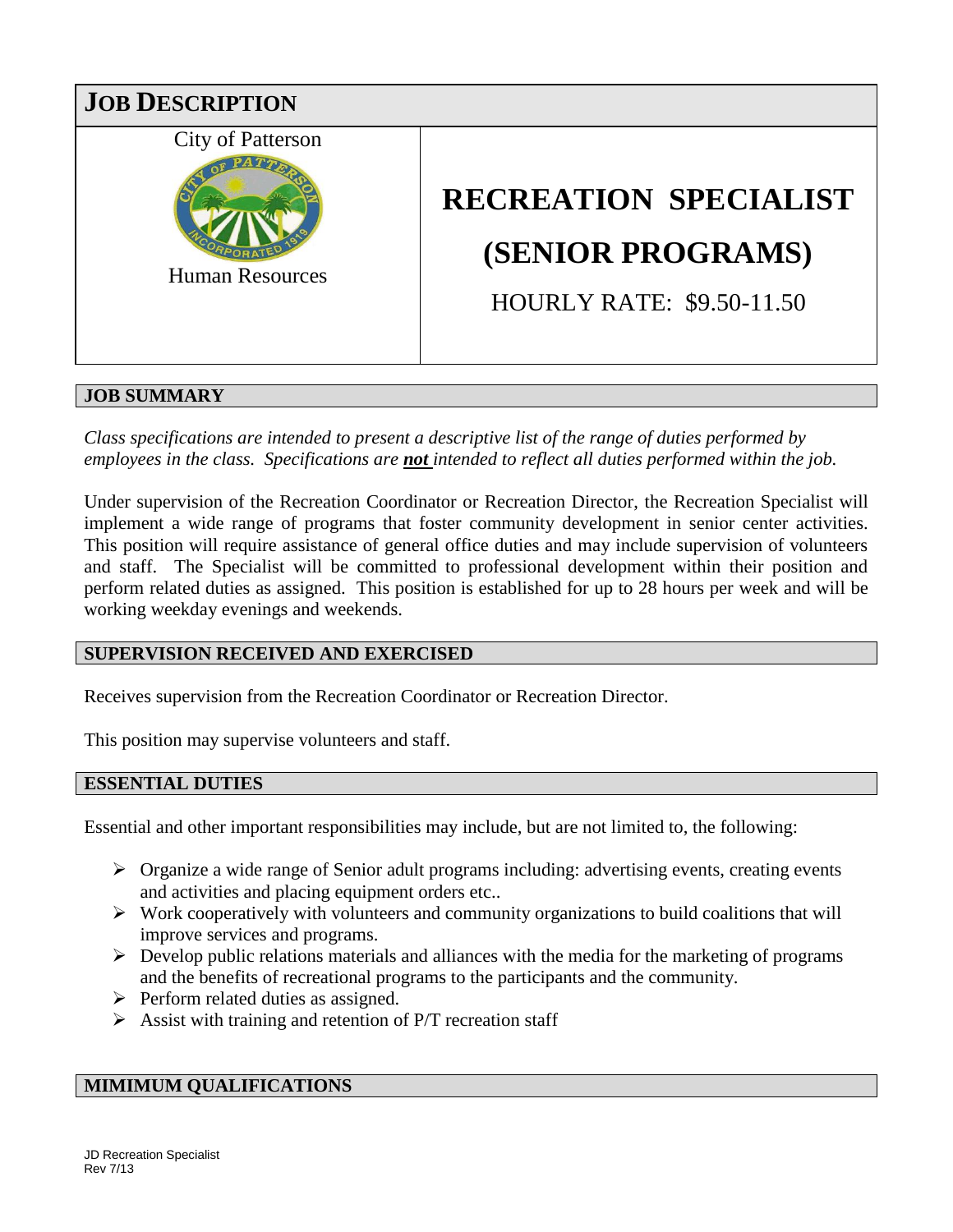# JOB DESCRIPTION

City of Patterson

Human Resources

# RECREATION SPECIALIST

# (SENIOR PROGRAMS)

HOURLY RATE: $9.50-11.50

## JOB SUMMARY

*Class specifications are intended to present a descriptive list of the range of duties performed by employees in the class. Specifications are **not** intended to reflect all duties performed within the job.*

Under supervision of the Recreation Coordinator or Recreation Director, the Recreation Specialist will implement a wide range of programs that foster community development in senior center activities. This position will require assistance of general office duties and may include supervision of volunteers and staff. The Specialist will be committed to professional development within their position and perform related duties as assigned. This position is established for up to 28 hours per week and will be working weekday evenings and weekends.

## SUPERVISION RECEIVED AND EXERCISED

Receives supervision from the Recreation Coordinator or Recreation Director.

This position may supervise volunteers and staff.

## ESSENTIAL DUTIES

Essential and other important responsibilities may include, but are not limited to, the following:

- Organize a wide range of Senior adult programs including: advertising events, creating events and activities and placing equipment orders etc..
- Work cooperatively with volunteers and community organizations to build coalitions that will improve services and programs.
- Develop public relations materials and alliances with the media for the marketing of programs and the benefits of recreational programs to the participants and the community.
- Perform related duties as assigned.
- Assist with training and retention of P/T recreation staff

## MIMIMUM QUALIFICATIONS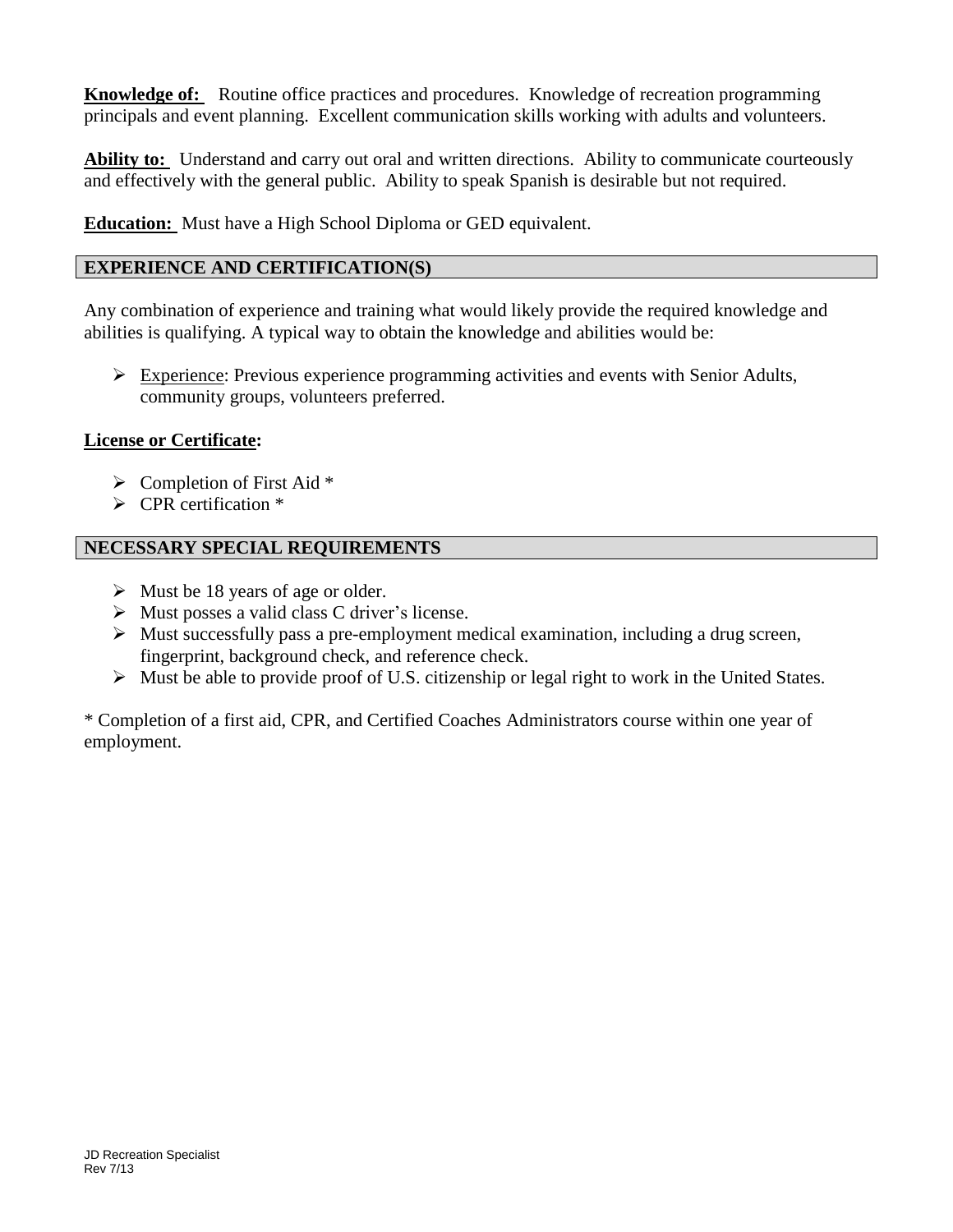**Knowledge of:** Routine office practices and procedures. Knowledge of recreation programming principals and event planning. Excellent communication skills working with adults and volunteers.

**Ability to:** Understand and carry out oral and written directions. Ability to communicate courteously and effectively with the general public. Ability to speak Spanish is desirable but not required.

**Education:** Must have a High School Diploma or GED equivalent.

## EXPERIENCE AND CERTIFICATION(S)

Any combination of experience and training what would likely provide the required knowledge and abilities is qualifying. A typical way to obtain the knowledge and abilities would be:

- Experience: Previous experience programming activities and events with Senior Adults, community groups, volunteers preferred.

**License or Certificate:**

- Completion of First Aid *
- CPR certification *

## NECESSARY SPECIAL REQUIREMENTS

- Must be 18 years of age or older.
- Must posses a valid class C driver's license.
- Must successfully pass a pre-employment medical examination, including a drug screen, fingerprint, background check, and reference check.
- Must be able to provide proof of U.S. citizenship or legal right to work in the United States.

* Completion of a first aid, CPR, and Certified Coaches Administrators course within one year of employment.